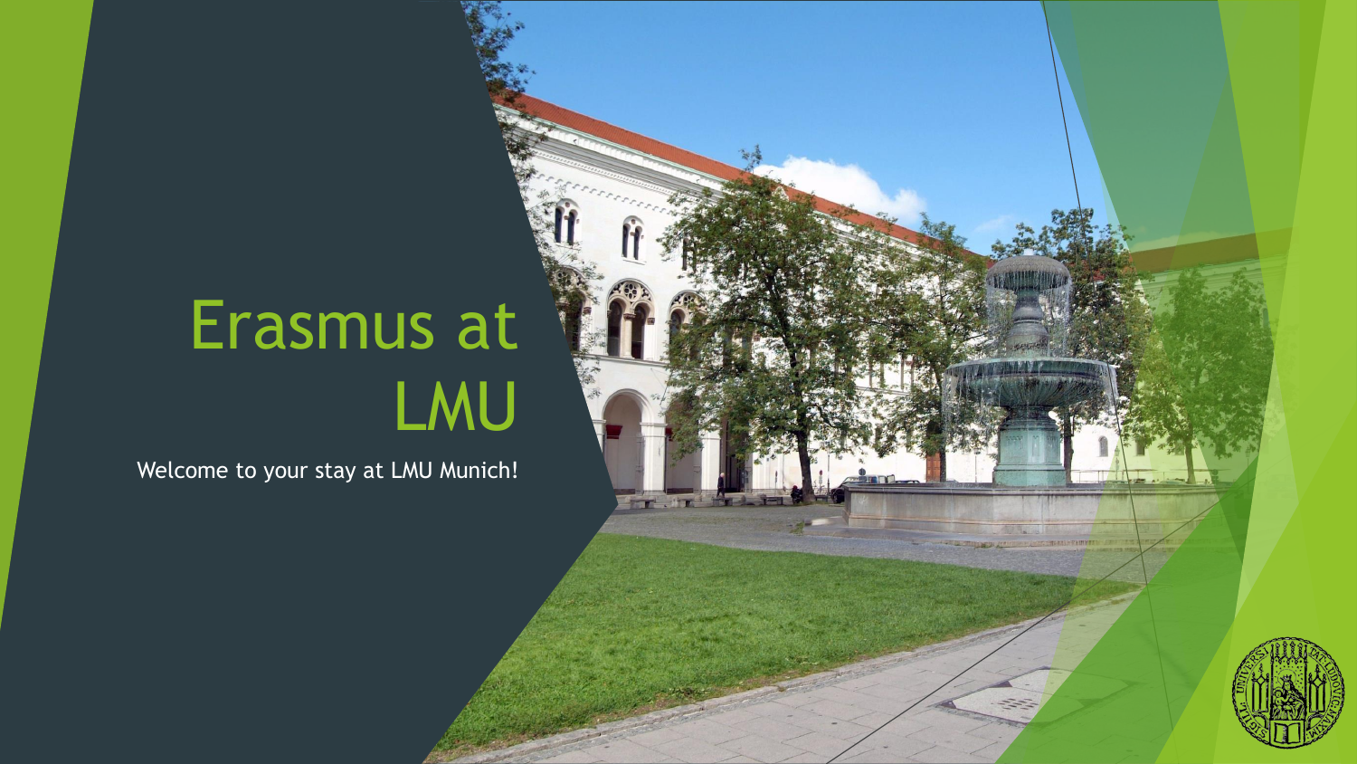# Erasmus at LMU

Welcome to your stay at LMU Munich!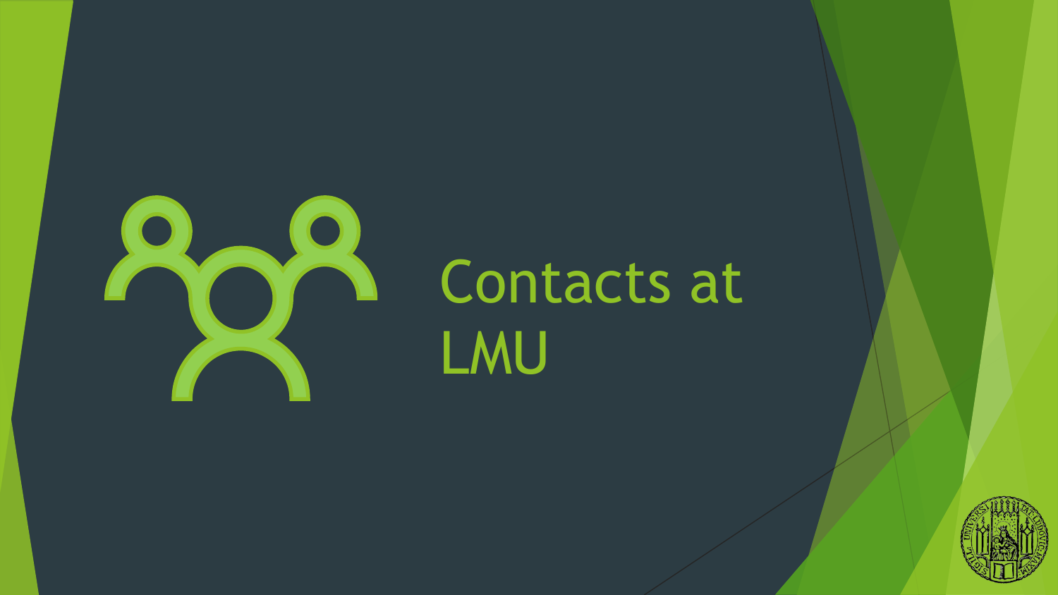# Contacts at LMU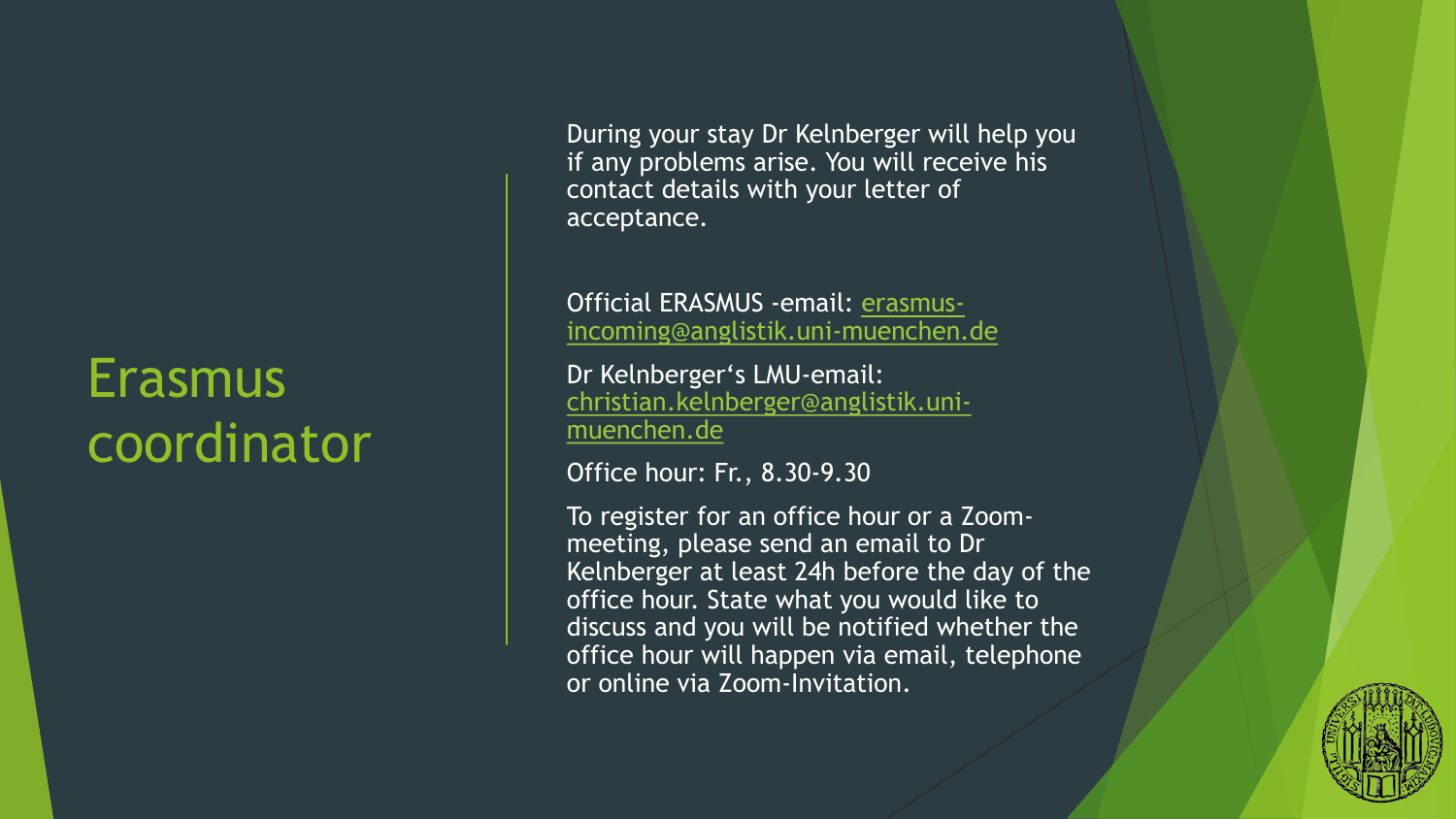# Erasmus coordinator

During your stay Dr Kelnberger will help you if any problems arise. You will receive his contact details with your letter of acceptance.

Official ERASMUS -email: erasmus-incoming@anglistik.uni-muenchen.de

Dr Kelnberger's LMU-email: christian.kelnberger@anglistik.uni-muenchen.de

Office hour: Fr., 8.30-9.30

To register for an office hour or a Zoom-meeting, please send an email to Dr Kelnberger at least 24h before the day of the office hour. State what you would like to discuss and you will be notified whether the office hour will happen via email, telephone or online via Zoom-Invitation.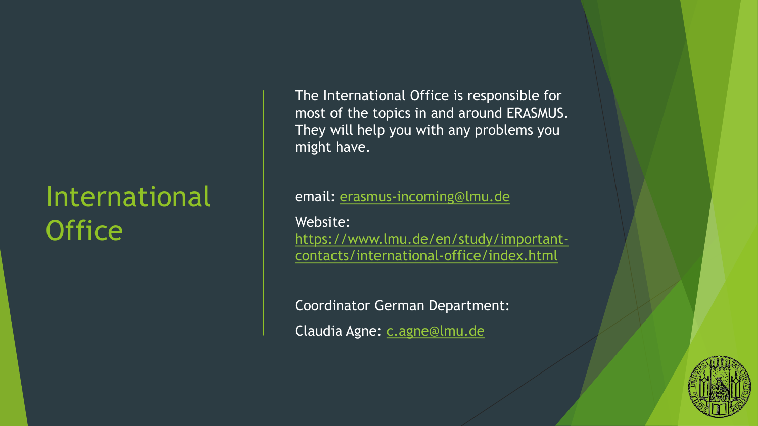# International Office

The International Office is responsible for most of the topics in and around ERASMUS. They will help you with any problems you might have.

email: erasmus-incoming@lmu.de

Website: https://www.lmu.de/en/study/important-contacts/international-office/index.html

Coordinator German Department:

Claudia Agne: c.agne@lmu.de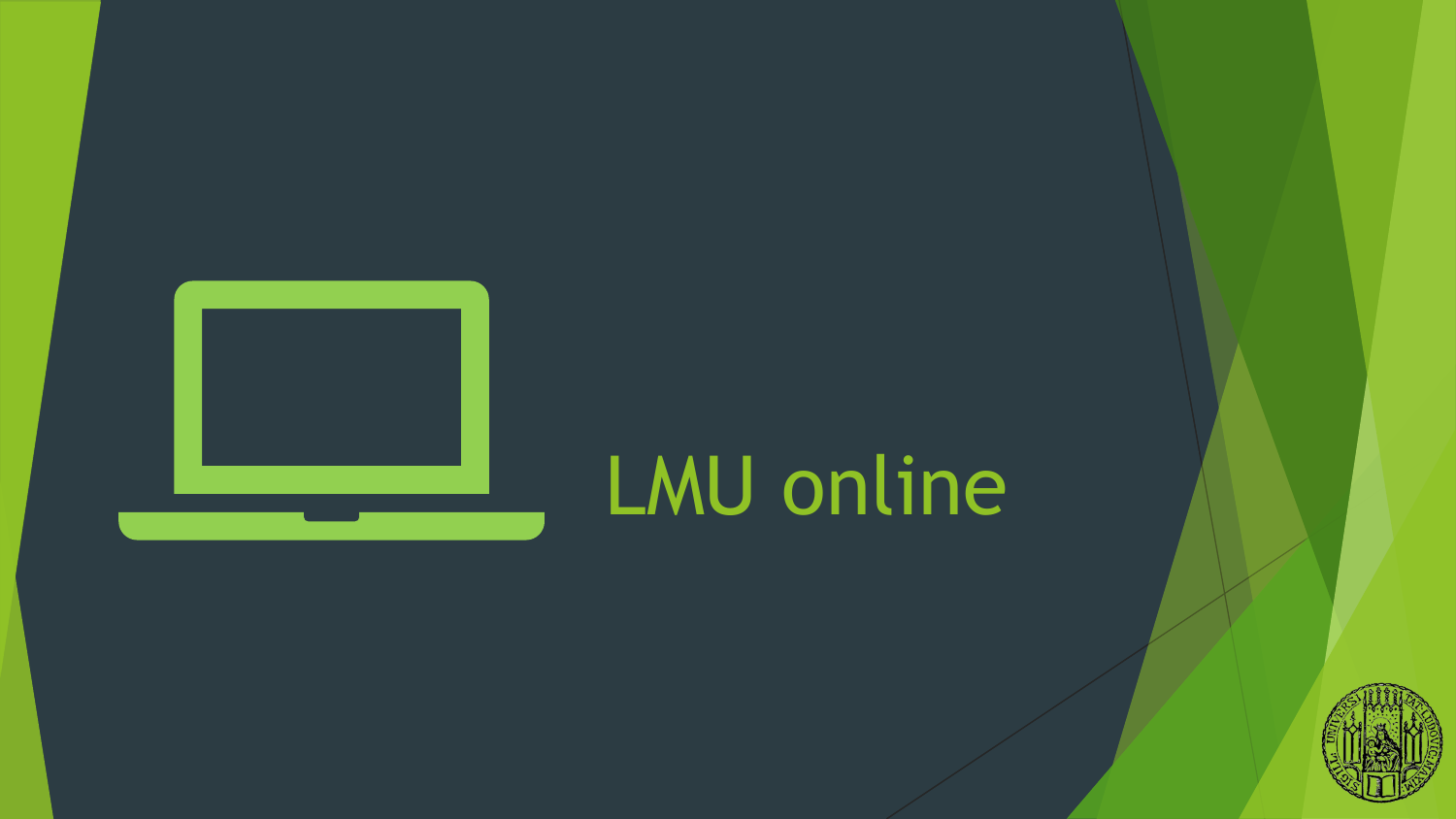# LMU online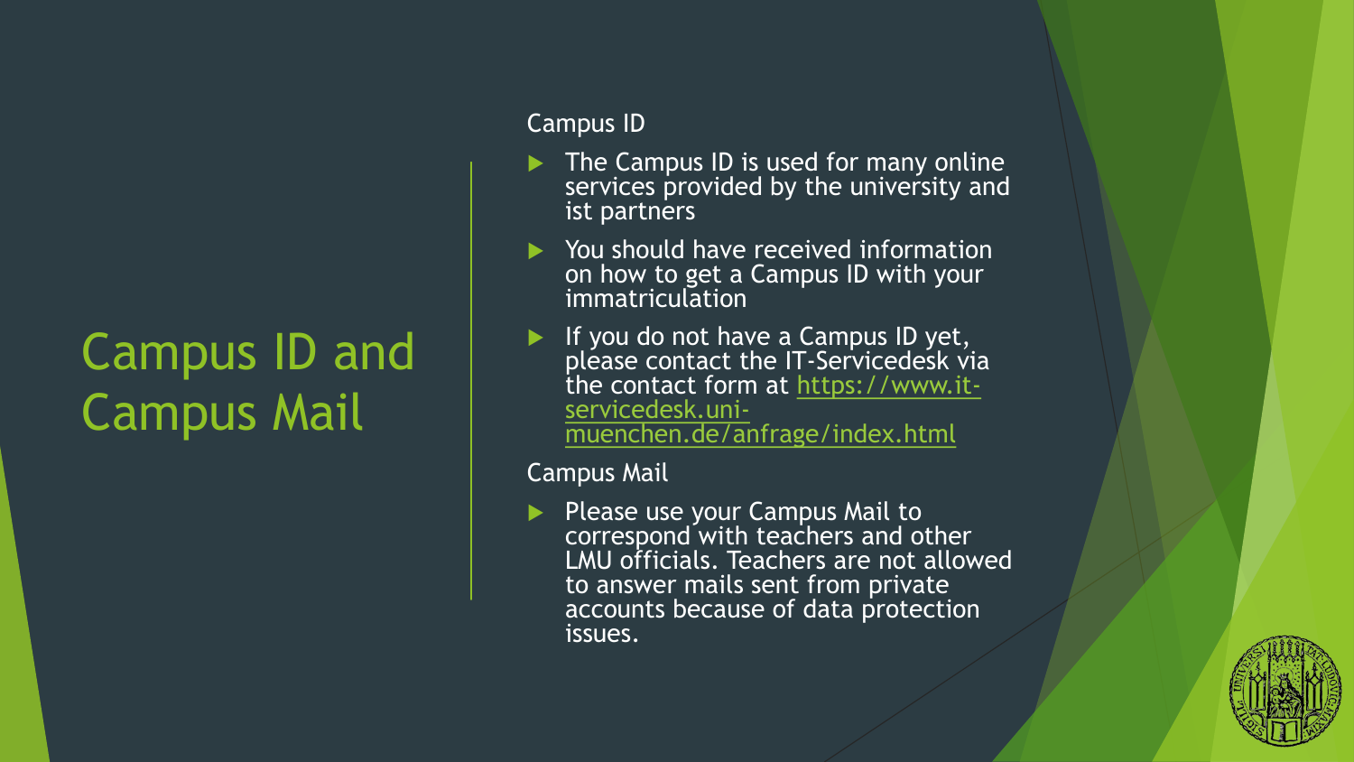# Campus ID and Campus Mail

## Campus ID

- The Campus ID is used for many online services provided by the university and ist partners
- You should have received information on how to get a Campus ID with your immatriculation
- If you do not have a Campus ID yet, please contact the IT-Servicedesk via the contact form at [https://www.it-servicedesk.uni-muenchen.de/anfrage/index.html](https://www.it-servicedesk.uni-muenchen.de/anfrage/index.html)

## Campus Mail

- Please use your Campus Mail to correspond with teachers and other LMU officials. Teachers are not allowed to answer mails sent from private accounts because of data protection issues.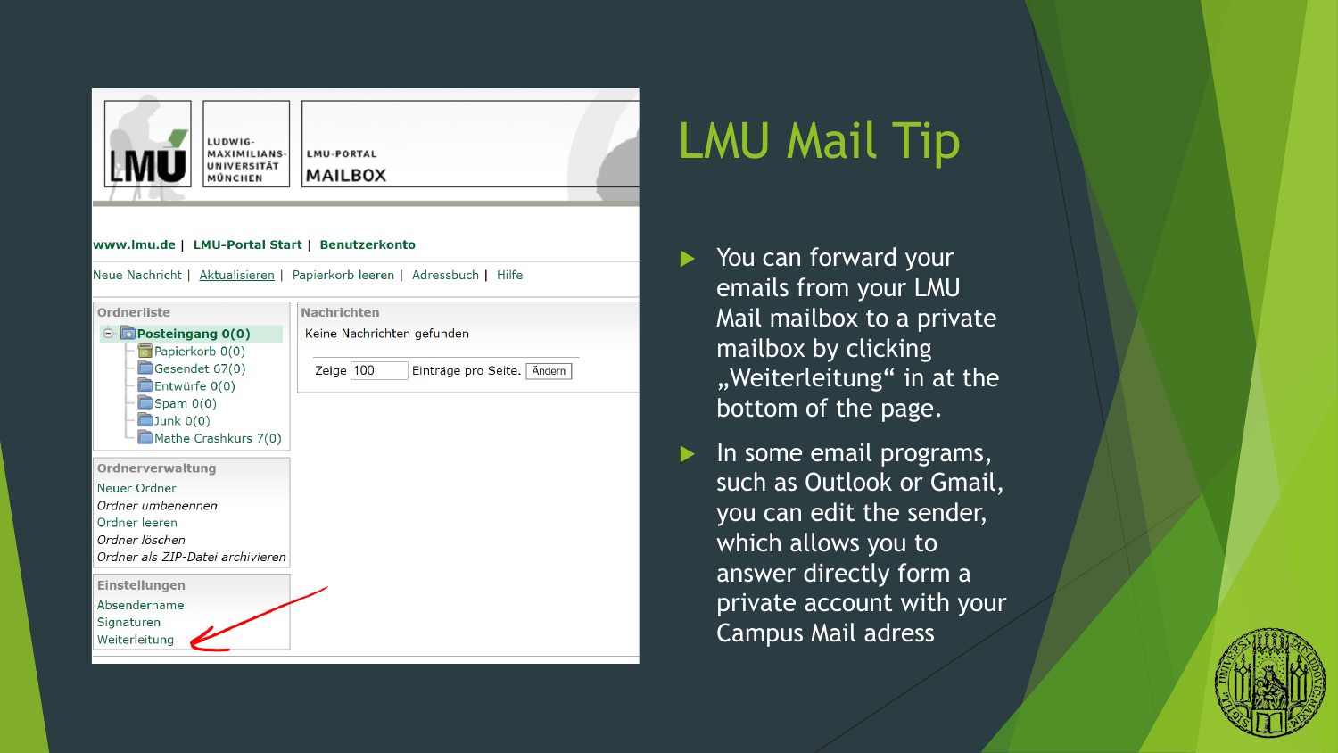# LMU Mail Tip

- You can forward your emails from your LMU Mail mailbox to a private mailbox by clicking „Weiterleitung“ in at the bottom of the page.
- In some email programs, such as Outlook or Gmail, you can edit the sender, which allows you to answer directly form a private account with your Campus Mail adress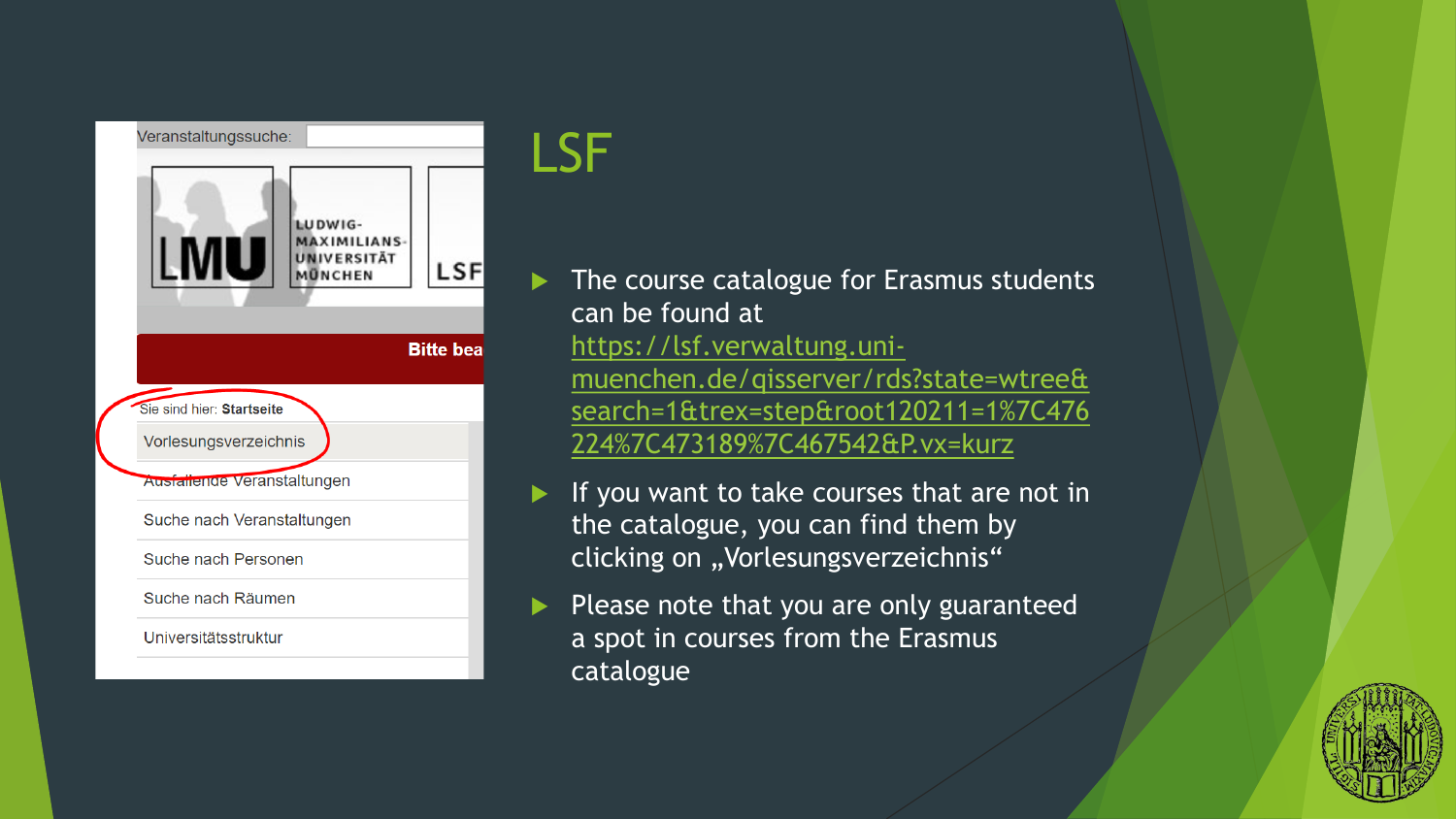# LSF

- The course catalogue for Erasmus students can be found at https://lsf.verwaltung.uni-muenchen.de/qisserver/rds?state=wtree&search=1&trex=step&root120211=1%7C476224%7C473189%7C467542&P.vx=kurz
- If you want to take courses that are not in the catalogue, you can find them by clicking on „Vorlesungsverzeichnis"
- Please note that you are only guaranteed a spot in courses from the Erasmus catalogue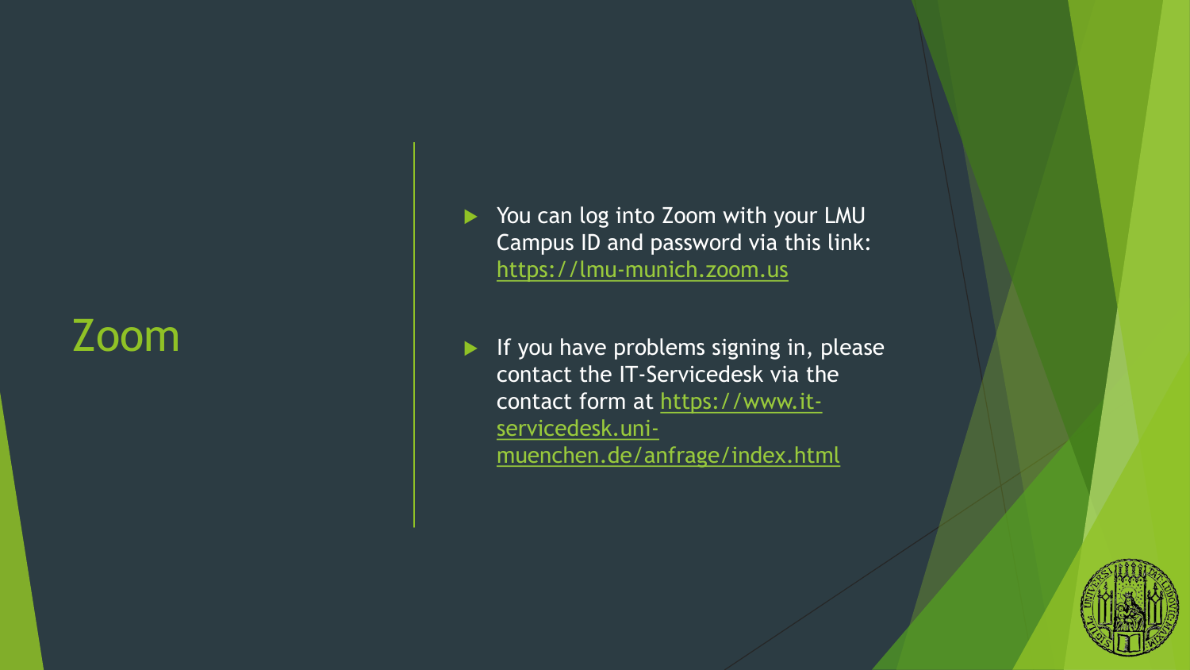# Zoom

- You can log into Zoom with your LMU Campus ID and password via this link: https://lmu-munich.zoom.us
- If you have problems signing in, please contact the IT-Servicedesk via the contact form at https://www.it-servicedesk.uni-muenchen.de/anfrage/index.html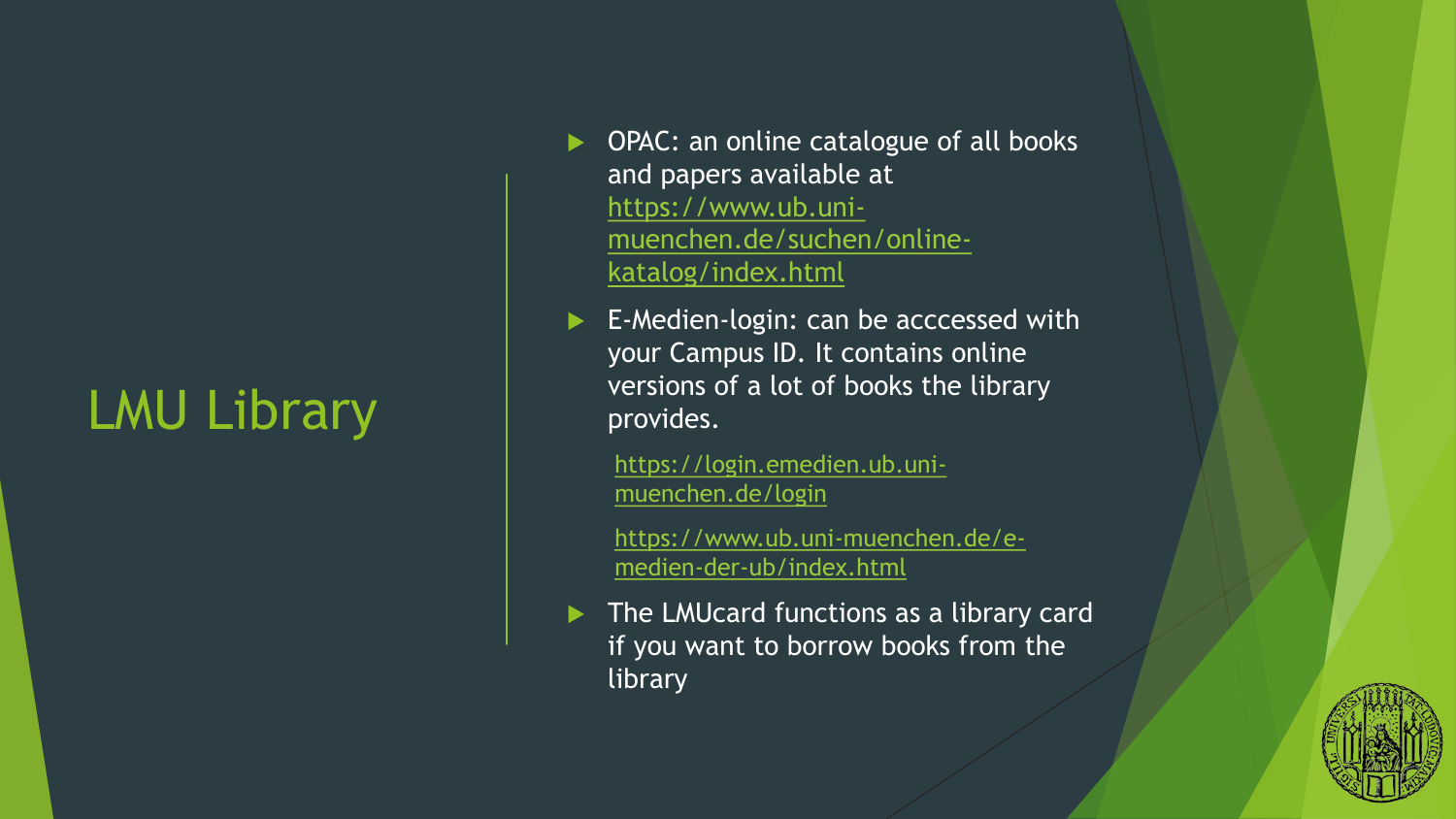# LMU Library

- OPAC: an online catalogue of all books and papers available at https://www.ub.uni-muenchen.de/suchen/online-katalog/index.html
- E-Medien-login: can be acccessed with your Campus ID. It contains online versions of a lot of books the library provides.

  https://login.emedien.ub.uni-muenchen.de/login

  https://www.ub.uni-muenchen.de/e-medien-der-ub/index.html
- The LMUcard functions as a library card if you want to borrow books from the library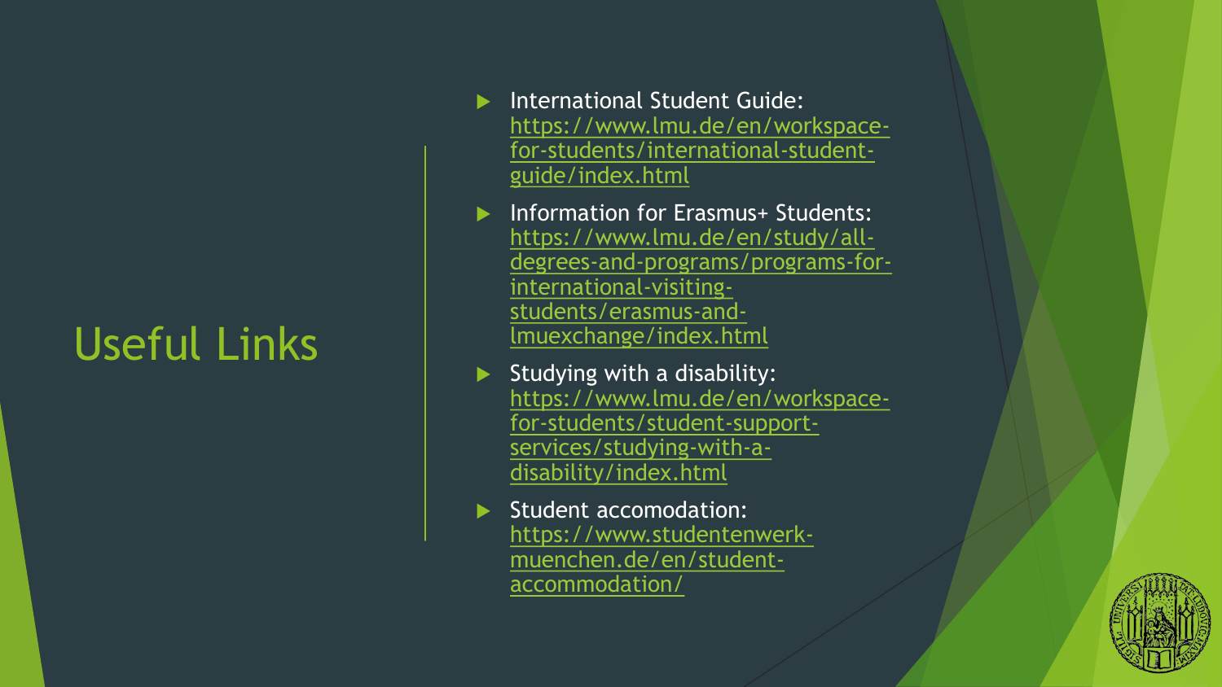# Useful Links

- International Student Guide: https://www.lmu.de/en/workspace-for-students/international-student-guide/index.html
- Information for Erasmus+ Students: https://www.lmu.de/en/study/all-degrees-and-programs/programs-for-international-visiting-students/erasmus-and-lmuexchange/index.html
- Studying with a disability: https://www.lmu.de/en/workspace-for-students/student-support-services/studying-with-a-disability/index.html
- Student accomodation: https://www.studentenwerk-muenchen.de/en/student-accommodation/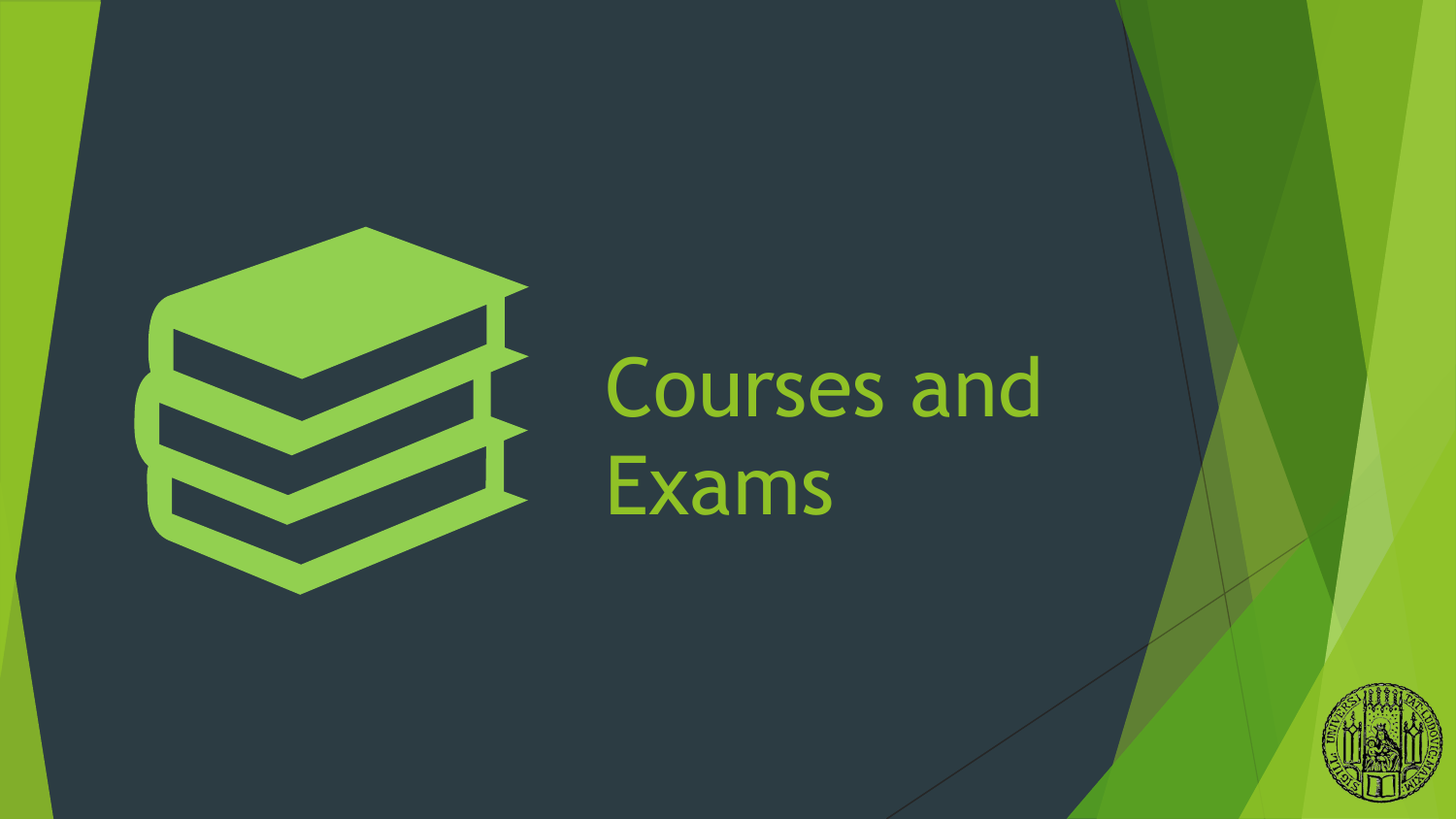# Courses and Exams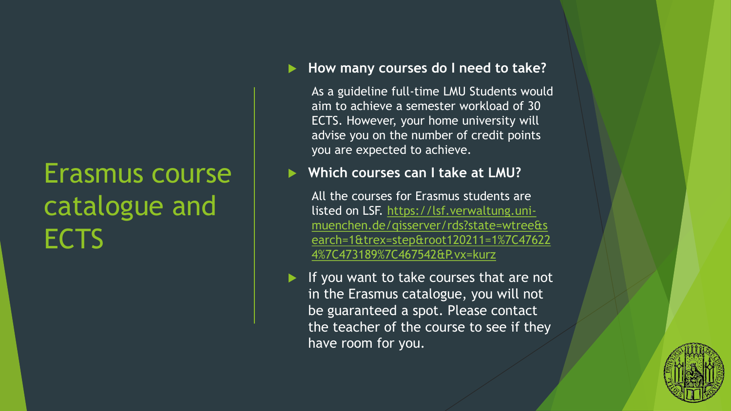# Erasmus course catalogue and ECTS

- **How many courses do I need to take?**

  As a guideline full-time LMU Students would aim to achieve a semester workload of 30 ECTS. However, your home university will advise you on the number of credit points you are expected to achieve.

- **Which courses can I take at LMU?**

  All the courses for Erasmus students are listed on LSF. https://lsf.verwaltung.uni-muenchen.de/qisserver/rds?state=wtree&search=1&trex=step&root120211=1%7C476224%7C473189%7C467542&P.vx=kurz

- If you want to take courses that are not in the Erasmus catalogue, you will not be guaranteed a spot. Please contact the teacher of the course to see if they have room for you.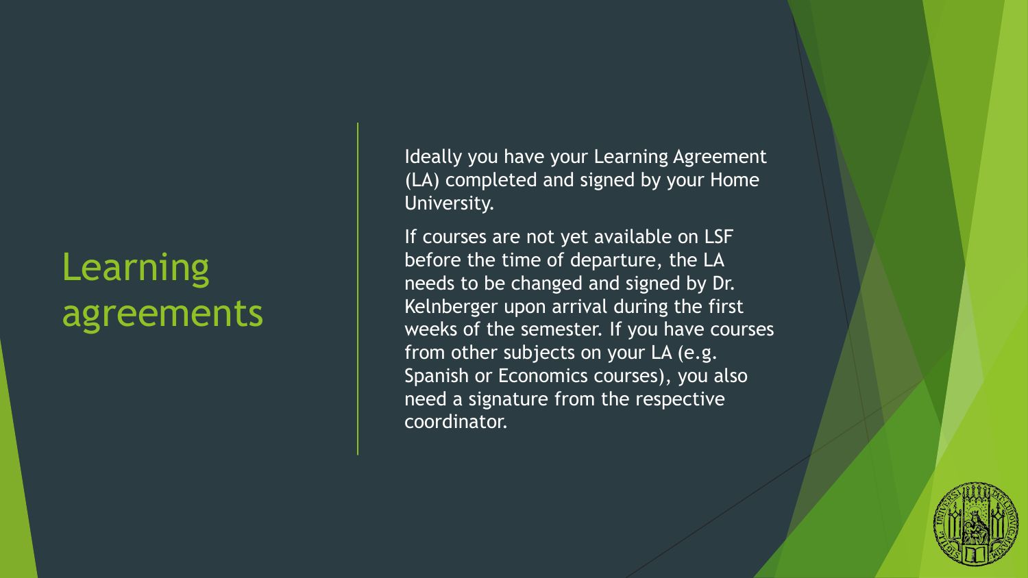# Learning agreements

Ideally you have your Learning Agreement (LA) completed and signed by your Home University.

If courses are not yet available on LSF before the time of departure, the LA needs to be changed and signed by Dr. Kelnberger upon arrival during the first weeks of the semester. If you have courses from other subjects on your LA (e.g. Spanish or Economics courses), you also need a signature from the respective coordinator.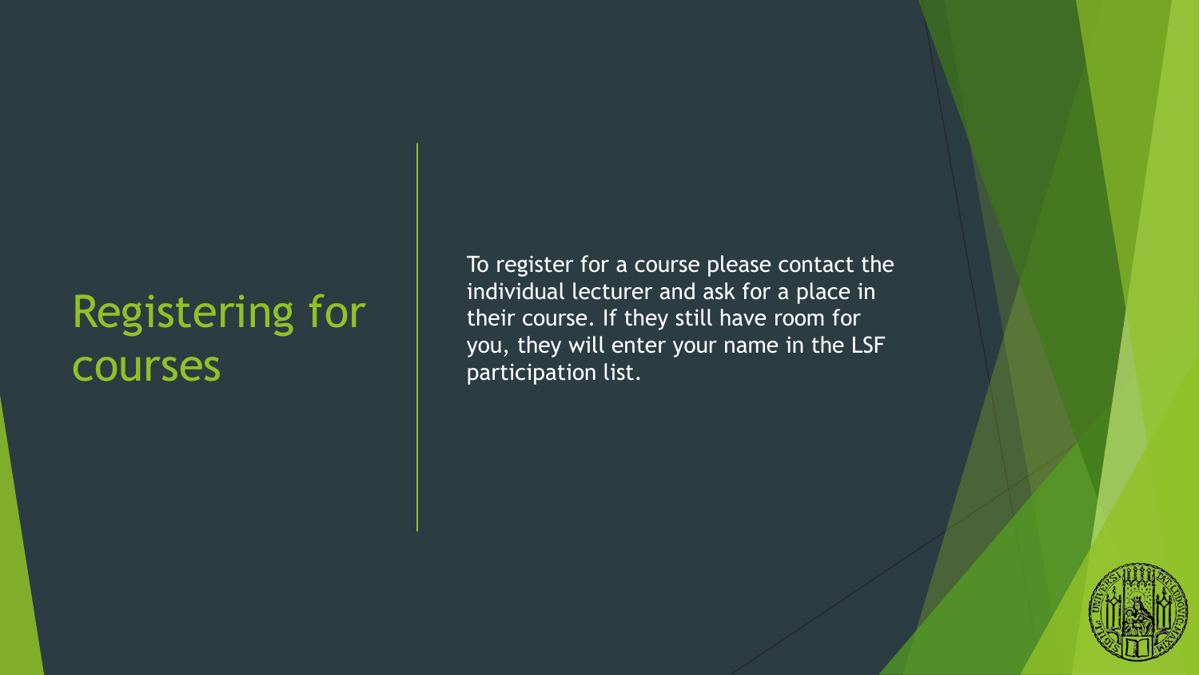# Registering for courses

To register for a course please contact the individual lecturer and ask for a place in their course. If they still have room for you, they will enter your name in the LSF participation list.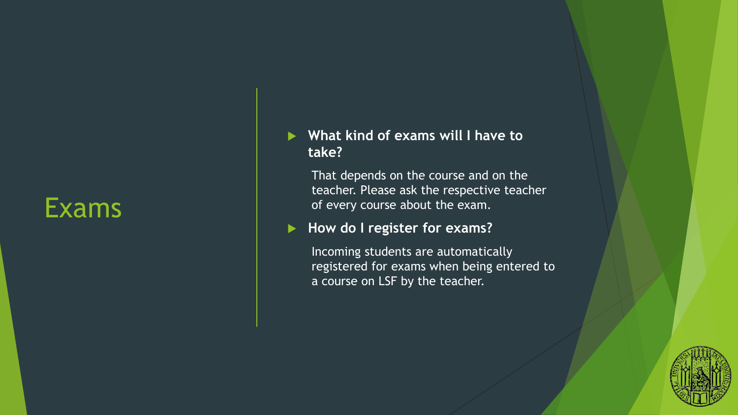# Exams

- **What kind of exams will I have to take?**

  That depends on the course and on the teacher. Please ask the respective teacher of every course about the exam.

- **How do I register for exams?**

  Incoming students are automatically registered for exams when being entered to a course on LSF by the teacher.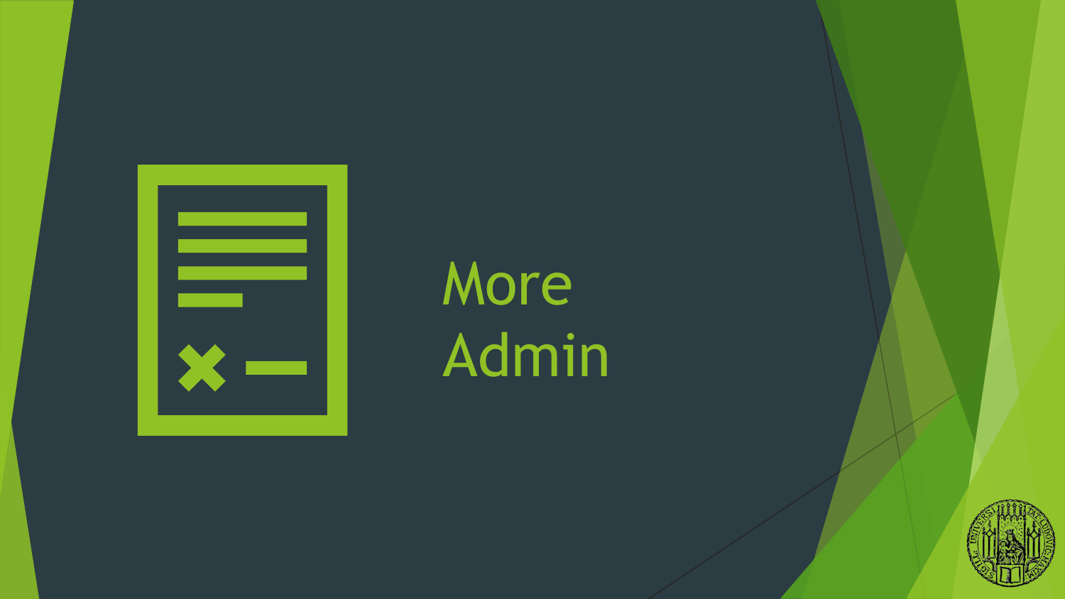# More Admin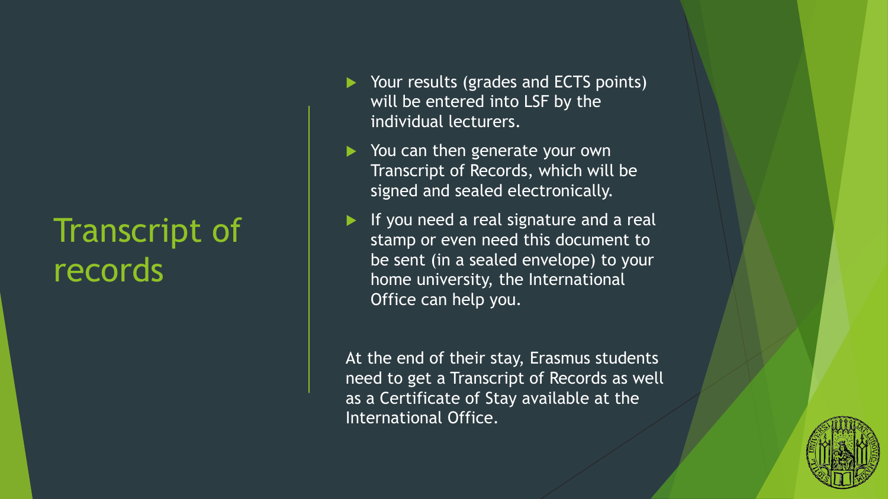# Transcript of records

- Your results (grades and ECTS points) will be entered into LSF by the individual lecturers.
- You can then generate your own Transcript of Records, which will be signed and sealed electronically.
- If you need a real signature and a real stamp or even need this document to be sent (in a sealed envelope) to your home university, the International Office can help you.

At the end of their stay, Erasmus students need to get a Transcript of Records as well as a Certificate of Stay available at the International Office.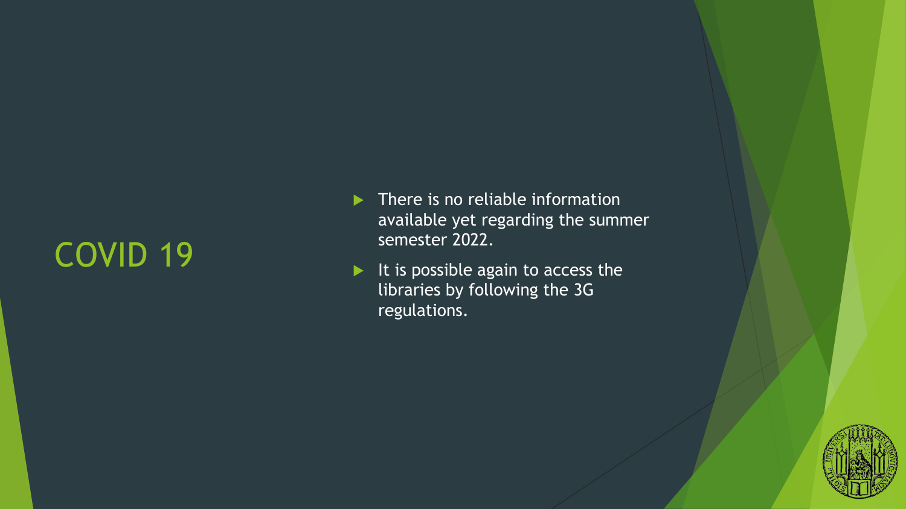# COVID 19

- There is no reliable information available yet regarding the summer semester 2022.
- It is possible again to access the libraries by following the 3G regulations.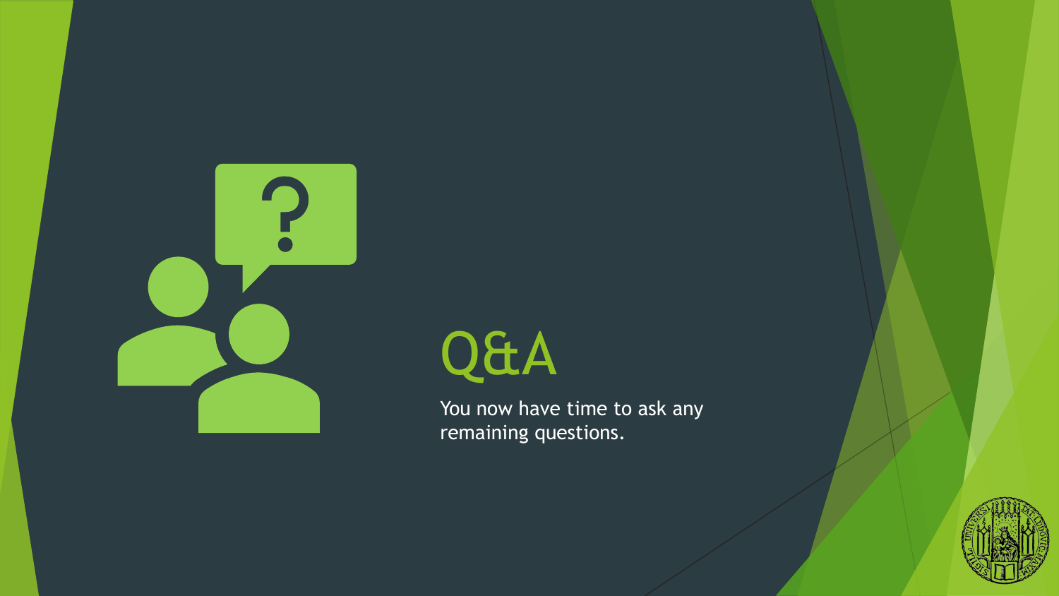# Q&A

You now have time to ask any remaining questions.